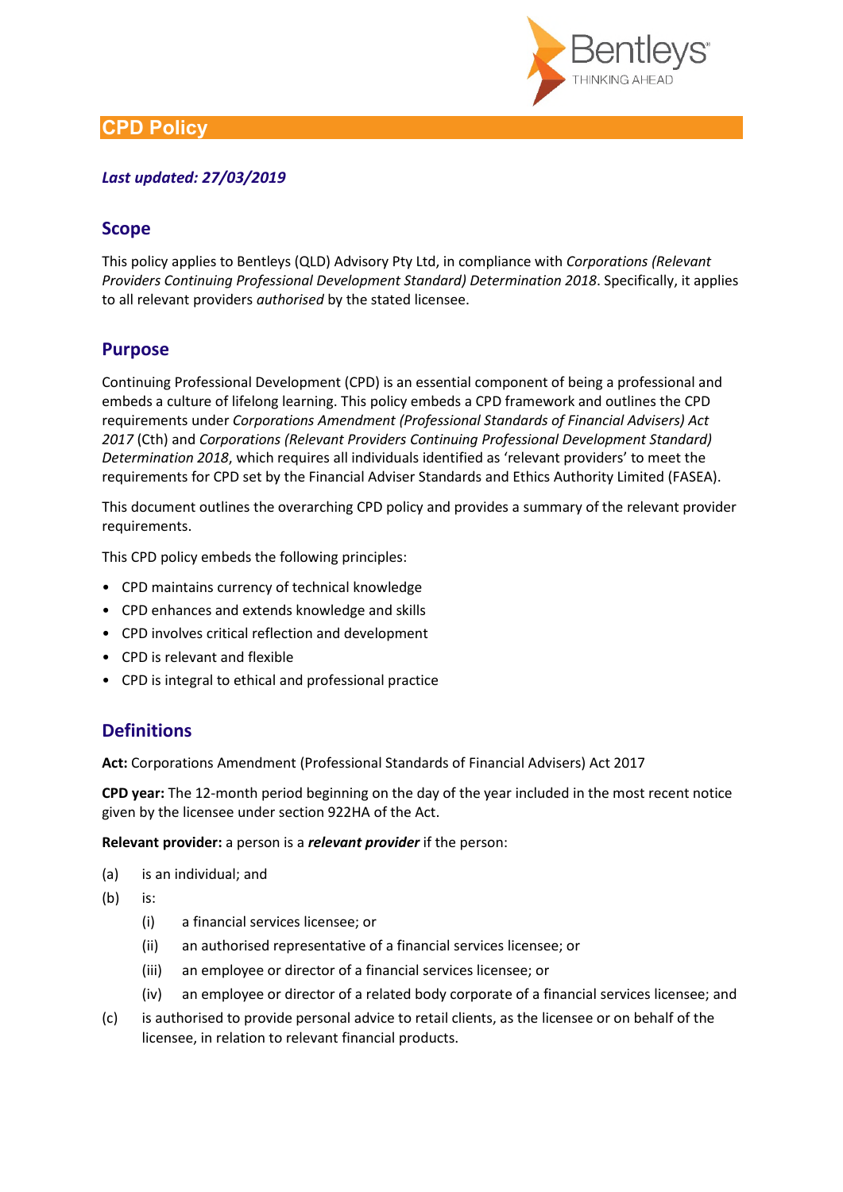# CPD Policy

***Last updated: 27/03/2019***

## Scope

This policy applies to Bentleys (QLD) Advisory Pty Ltd, in compliance with *Corporations (Relevant Providers Continuing Professional Development Standard) Determination 2018*. Specifically, it applies to all relevant providers *authorised* by the stated licensee.

## Purpose

Continuing Professional Development (CPD) is an essential component of being a professional and embeds a culture of lifelong learning. This policy embeds a CPD framework and outlines the CPD requirements under *Corporations Amendment (Professional Standards of Financial Advisers) Act 2017* (Cth) and *Corporations (Relevant Providers Continuing Professional Development Standard) Determination 2018*, which requires all individuals identified as 'relevant providers' to meet the requirements for CPD set by the Financial Adviser Standards and Ethics Authority Limited (FASEA).

This document outlines the overarching CPD policy and provides a summary of the relevant provider requirements.

This CPD policy embeds the following principles:

- CPD maintains currency of technical knowledge
- CPD enhances and extends knowledge and skills
- CPD involves critical reflection and development
- CPD is relevant and flexible
- CPD is integral to ethical and professional practice

## Definitions

**Act:** Corporations Amendment (Professional Standards of Financial Advisers) Act 2017

**CPD year:** The 12-month period beginning on the day of the year included in the most recent notice given by the licensee under section 922HA of the Act.

**Relevant provider:** a person is a ***relevant provider*** if the person:

(a) is an individual; and

(b) is:

  (i) a financial services licensee; or

  (ii) an authorised representative of a financial services licensee; or

  (iii) an employee or director of a financial services licensee; or

  (iv) an employee or director of a related body corporate of a financial services licensee; and

(c) is authorised to provide personal advice to retail clients, as the licensee or on behalf of the licensee, in relation to relevant financial products.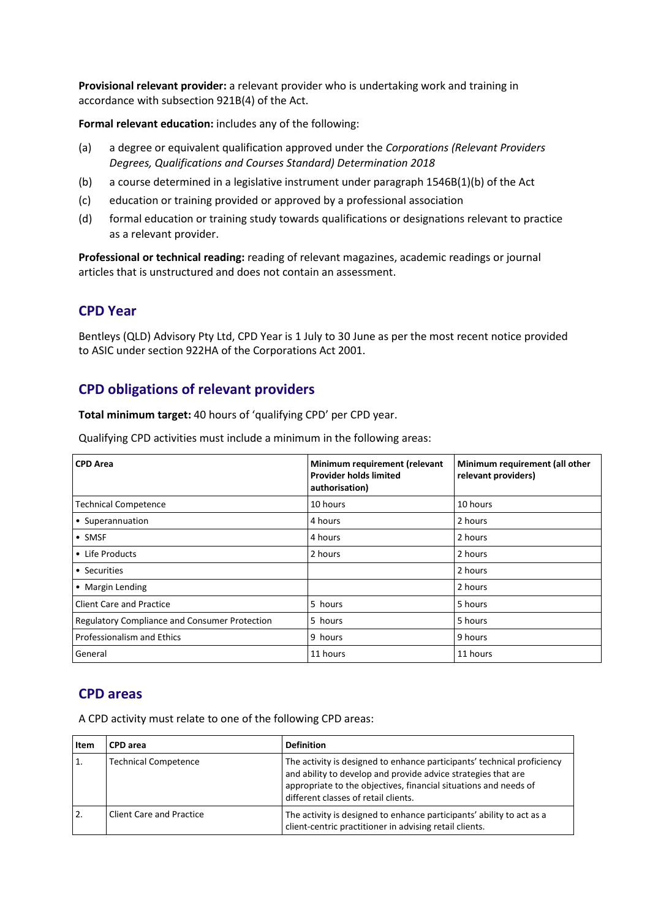**Provisional relevant provider:** a relevant provider who is undertaking work and training in accordance with subsection 921B(4) of the Act.

**Formal relevant education:** includes any of the following:

(a) a degree or equivalent qualification approved under the *Corporations (Relevant Providers Degrees, Qualifications and Courses Standard) Determination 2018*

(b) a course determined in a legislative instrument under paragraph 1546B(1)(b) of the Act

(c) education or training provided or approved by a professional association

(d) formal education or training study towards qualifications or designations relevant to practice as a relevant provider.

**Professional or technical reading:** reading of relevant magazines, academic readings or journal articles that is unstructured and does not contain an assessment.

## CPD Year

Bentleys (QLD) Advisory Pty Ltd, CPD Year is 1 July to 30 June as per the most recent notice provided to ASIC under section 922HA of the Corporations Act 2001.

## CPD obligations of relevant providers

**Total minimum target:** 40 hours of 'qualifying CPD' per CPD year.

Qualifying CPD activities must include a minimum in the following areas:

| CPD Area | Minimum requirement (relevant Provider holds limited authorisation) | Minimum requirement (all other relevant providers) |
|---|---|---|
| Technical Competence | 10 hours | 10 hours |
| • Superannuation | 4 hours | 2 hours |
| • SMSF | 4 hours | 2 hours |
| • Life Products | 2 hours | 2 hours |
| • Securities | | 2 hours |
| • Margin Lending | | 2 hours |
| Client Care and Practice | 5 hours | 5 hours |
| Regulatory Compliance and Consumer Protection | 5 hours | 5 hours |
| Professionalism and Ethics | 9 hours | 9 hours |
| General | 11 hours | 11 hours |

## CPD areas

A CPD activity must relate to one of the following CPD areas:

| Item | CPD area | Definition |
|---|---|---|
| 1. | Technical Competence | The activity is designed to enhance participants' technical proficiency and ability to develop and provide advice strategies that are appropriate to the objectives, financial situations and needs of different classes of retail clients. |
| 2. | Client Care and Practice | The activity is designed to enhance participants' ability to act as a client-centric practitioner in advising retail clients. |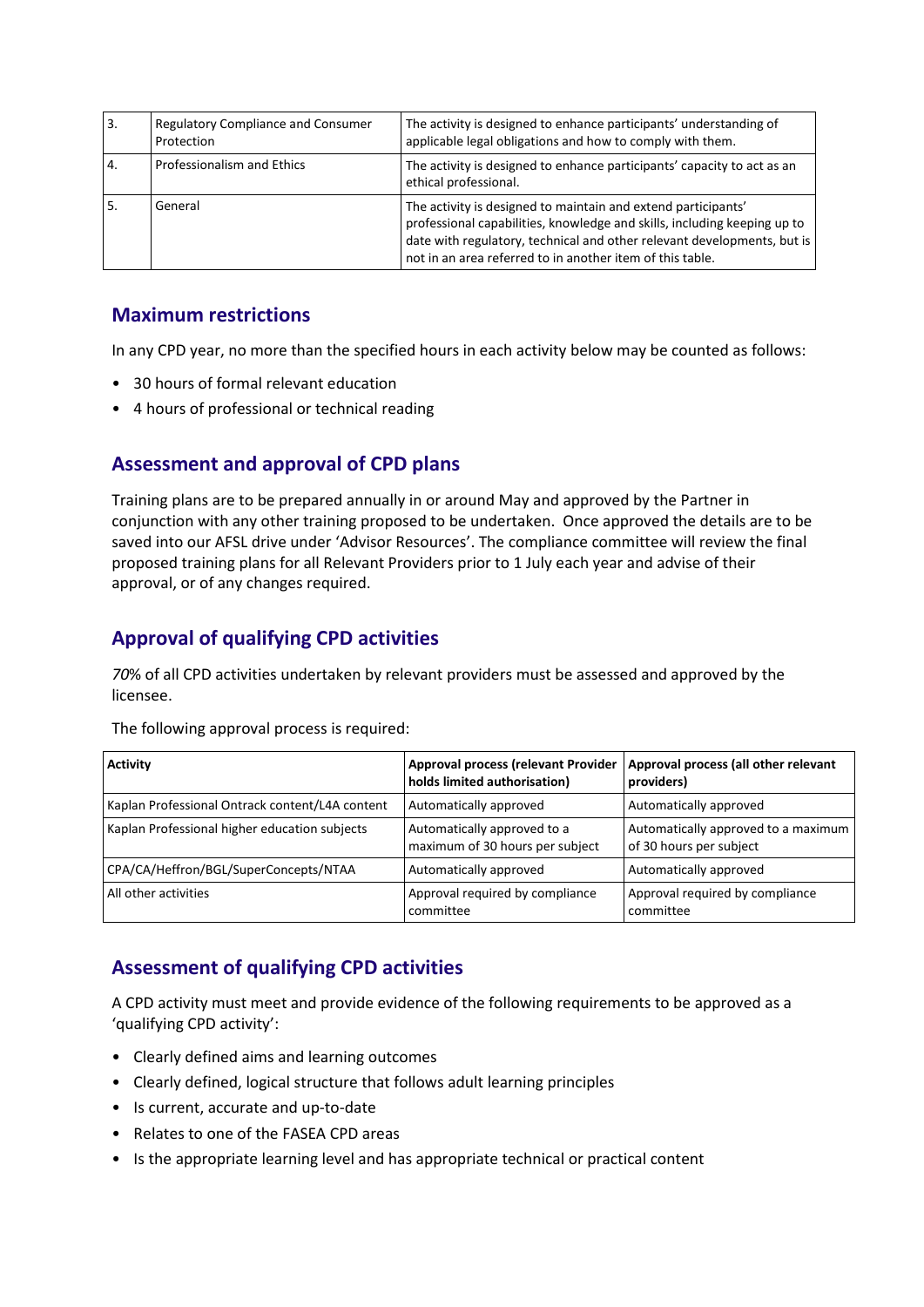| 3. | Regulatory Compliance and Consumer Protection | The activity is designed to enhance participants' understanding of applicable legal obligations and how to comply with them. |
|---|---|---|
| 4. | Professionalism and Ethics | The activity is designed to enhance participants' capacity to act as an ethical professional. |
| 5. | General | The activity is designed to maintain and extend participants' professional capabilities, knowledge and skills, including keeping up to date with regulatory, technical and other relevant developments, but is not in an area referred to in another item of this table. |

## Maximum restrictions

In any CPD year, no more than the specified hours in each activity below may be counted as follows:

- 30 hours of formal relevant education
- 4 hours of professional or technical reading

## Assessment and approval of CPD plans

Training plans are to be prepared annually in or around May and approved by the Partner in conjunction with any other training proposed to be undertaken. Once approved the details are to be saved into our AFSL drive under 'Advisor Resources'. The compliance committee will review the final proposed training plans for all Relevant Providers prior to 1 July each year and advise of their approval, or of any changes required.

## Approval of qualifying CPD activities

*70%* of all CPD activities undertaken by relevant providers must be assessed and approved by the licensee.

The following approval process is required:

| Activity | Approval process (relevant Provider holds limited authorisation) | Approval process (all other relevant providers) |
|---|---|---|
| Kaplan Professional Ontrack content/L4A content | Automatically approved | Automatically approved |
| Kaplan Professional higher education subjects | Automatically approved to a maximum of 30 hours per subject | Automatically approved to a maximum of 30 hours per subject |
| CPA/CA/Heffron/BGL/SuperConcepts/NTAA | Automatically approved | Automatically approved |
| All other activities | Approval required by compliance committee | Approval required by compliance committee |

## Assessment of qualifying CPD activities

A CPD activity must meet and provide evidence of the following requirements to be approved as a 'qualifying CPD activity':

- Clearly defined aims and learning outcomes
- Clearly defined, logical structure that follows adult learning principles
- Is current, accurate and up-to-date
- Relates to one of the FASEA CPD areas
- Is the appropriate learning level and has appropriate technical or practical content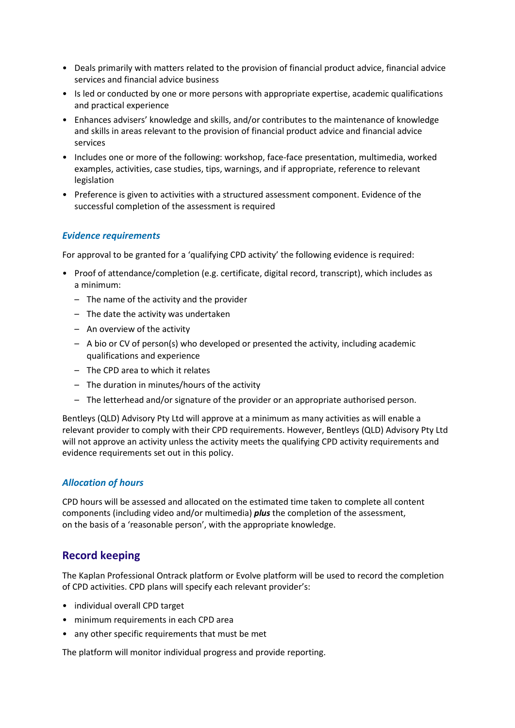- Deals primarily with matters related to the provision of financial product advice, financial advice services and financial advice business
- Is led or conducted by one or more persons with appropriate expertise, academic qualifications and practical experience
- Enhances advisers' knowledge and skills, and/or contributes to the maintenance of knowledge and skills in areas relevant to the provision of financial product advice and financial advice services
- Includes one or more of the following: workshop, face-face presentation, multimedia, worked examples, activities, case studies, tips, warnings, and if appropriate, reference to relevant legislation
- Preference is given to activities with a structured assessment component. Evidence of the successful completion of the assessment is required

### *Evidence requirements*

For approval to be granted for a 'qualifying CPD activity' the following evidence is required:

- Proof of attendance/completion (e.g. certificate, digital record, transcript), which includes as a minimum:
  - The name of the activity and the provider
  - The date the activity was undertaken
  - An overview of the activity
  - A bio or CV of person(s) who developed or presented the activity, including academic qualifications and experience
  - The CPD area to which it relates
  - The duration in minutes/hours of the activity
  - The letterhead and/or signature of the provider or an appropriate authorised person.

Bentleys (QLD) Advisory Pty Ltd will approve at a minimum as many activities as will enable a relevant provider to comply with their CPD requirements. However, Bentleys (QLD) Advisory Pty Ltd will not approve an activity unless the activity meets the qualifying CPD activity requirements and evidence requirements set out in this policy.

### *Allocation of hours*

CPD hours will be assessed and allocated on the estimated time taken to complete all content components (including video and/or multimedia) ***plus*** the completion of the assessment, on the basis of a 'reasonable person', with the appropriate knowledge.

## Record keeping

The Kaplan Professional Ontrack platform or Evolve platform will be used to record the completion of CPD activities. CPD plans will specify each relevant provider's:

- individual overall CPD target
- minimum requirements in each CPD area
- any other specific requirements that must be met

The platform will monitor individual progress and provide reporting.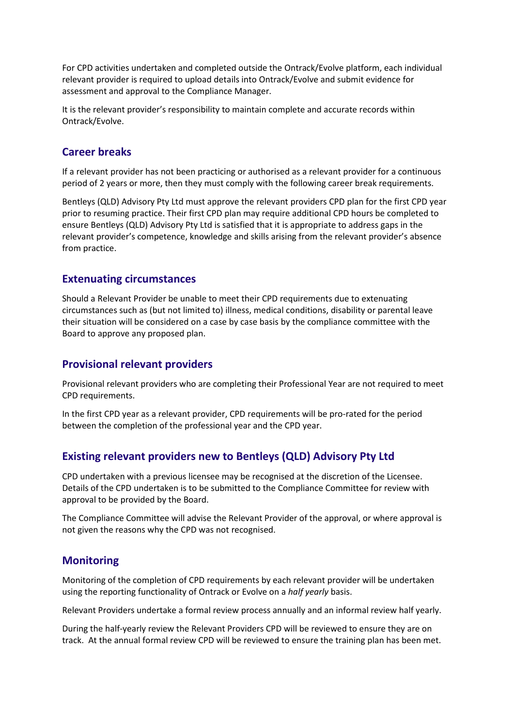For CPD activities undertaken and completed outside the Ontrack/Evolve platform, each individual relevant provider is required to upload details into Ontrack/Evolve and submit evidence for assessment and approval to the Compliance Manager.

It is the relevant provider's responsibility to maintain complete and accurate records within Ontrack/Evolve.

## Career breaks

If a relevant provider has not been practicing or authorised as a relevant provider for a continuous period of 2 years or more, then they must comply with the following career break requirements.

Bentleys (QLD) Advisory Pty Ltd must approve the relevant providers CPD plan for the first CPD year prior to resuming practice. Their first CPD plan may require additional CPD hours be completed to ensure Bentleys (QLD) Advisory Pty Ltd is satisfied that it is appropriate to address gaps in the relevant provider's competence, knowledge and skills arising from the relevant provider's absence from practice.

## Extenuating circumstances

Should a Relevant Provider be unable to meet their CPD requirements due to extenuating circumstances such as (but not limited to) illness, medical conditions, disability or parental leave their situation will be considered on a case by case basis by the compliance committee with the Board to approve any proposed plan.

## Provisional relevant providers

Provisional relevant providers who are completing their Professional Year are not required to meet CPD requirements.

In the first CPD year as a relevant provider, CPD requirements will be pro-rated for the period between the completion of the professional year and the CPD year.

## Existing relevant providers new to Bentleys (QLD) Advisory Pty Ltd

CPD undertaken with a previous licensee may be recognised at the discretion of the Licensee. Details of the CPD undertaken is to be submitted to the Compliance Committee for review with approval to be provided by the Board.

The Compliance Committee will advise the Relevant Provider of the approval, or where approval is not given the reasons why the CPD was not recognised.

## Monitoring

Monitoring of the completion of CPD requirements by each relevant provider will be undertaken using the reporting functionality of Ontrack or Evolve on a *half yearly* basis.

Relevant Providers undertake a formal review process annually and an informal review half yearly.

During the half-yearly review the Relevant Providers CPD will be reviewed to ensure they are on track. At the annual formal review CPD will be reviewed to ensure the training plan has been met.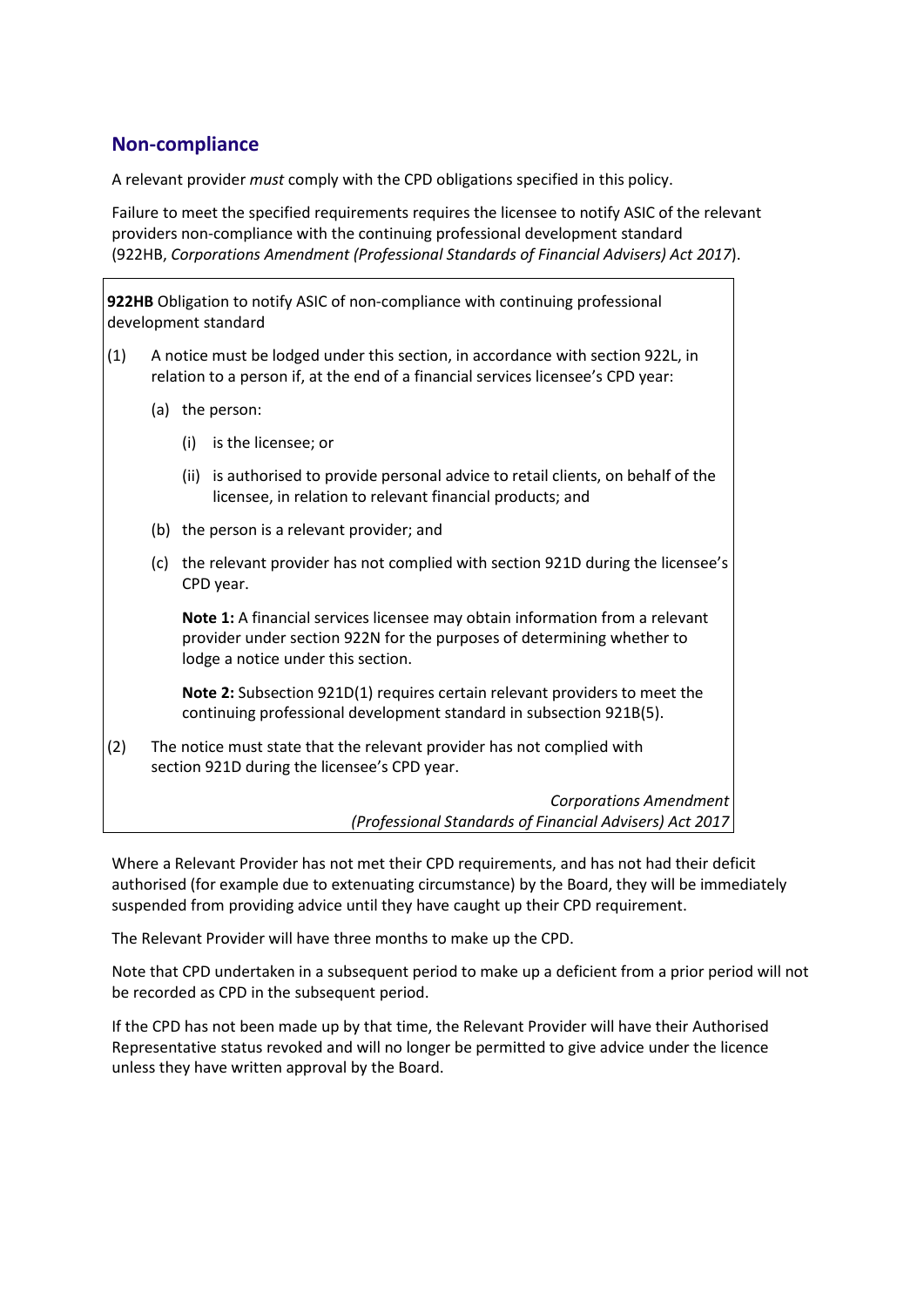## Non-compliance

A relevant provider *must* comply with the CPD obligations specified in this policy.

Failure to meet the specified requirements requires the licensee to notify ASIC of the relevant providers non-compliance with the continuing professional development standard (922HB, *Corporations Amendment (Professional Standards of Financial Advisers) Act 2017*).

> **922HB** Obligation to notify ASIC of non-compliance with continuing professional development standard
>
> (1) A notice must be lodged under this section, in accordance with section 922L, in relation to a person if, at the end of a financial services licensee's CPD year:
>
> (a) the person:
>
> (i) is the licensee; or
>
> (ii) is authorised to provide personal advice to retail clients, on behalf of the licensee, in relation to relevant financial products; and
>
> (b) the person is a relevant provider; and
>
> (c) the relevant provider has not complied with section 921D during the licensee's CPD year.
>
> **Note 1:** A financial services licensee may obtain information from a relevant provider under section 922N for the purposes of determining whether to lodge a notice under this section.
>
> **Note 2:** Subsection 921D(1) requires certain relevant providers to meet the continuing professional development standard in subsection 921B(5).
>
> (2) The notice must state that the relevant provider has not complied with section 921D during the licensee's CPD year.
>
> *Corporations Amendment (Professional Standards of Financial Advisers) Act 2017*

Where a Relevant Provider has not met their CPD requirements, and has not had their deficit authorised (for example due to extenuating circumstance) by the Board, they will be immediately suspended from providing advice until they have caught up their CPD requirement.

The Relevant Provider will have three months to make up the CPD.

Note that CPD undertaken in a subsequent period to make up a deficient from a prior period will not be recorded as CPD in the subsequent period.

If the CPD has not been made up by that time, the Relevant Provider will have their Authorised Representative status revoked and will no longer be permitted to give advice under the licence unless they have written approval by the Board.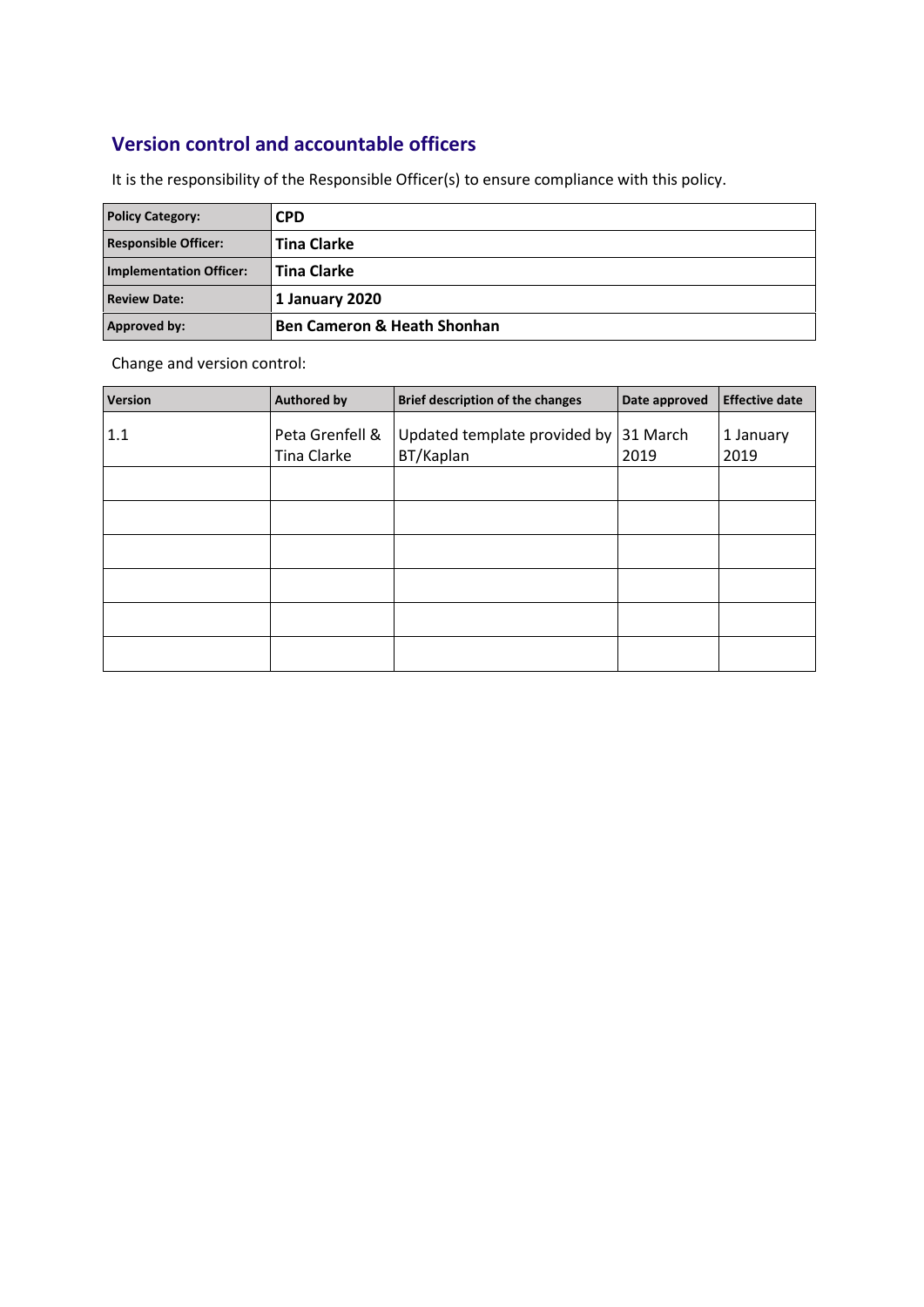## Version control and accountable officers

It is the responsibility of the Responsible Officer(s) to ensure compliance with this policy.

| | |
|---|---|
| **Policy Category:** | **CPD** |
| **Responsible Officer:** | **Tina Clarke** |
| **Implementation Officer:** | **Tina Clarke** |
| **Review Date:** | **1 January 2020** |
| **Approved by:** | **Ben Cameron & Heath Shonhan** |

Change and version control:

| Version | Authored by | Brief description of the changes | Date approved | Effective date |
|---|---|---|---|---|
| 1.1 | Peta Grenfell & Tina Clarke | Updated template provided by BT/Kaplan | 31 March 2019 | 1 January 2019 |
| | | | | |
| | | | | |
| | | | | |
| | | | | |
| | | | | |
| | | | | |